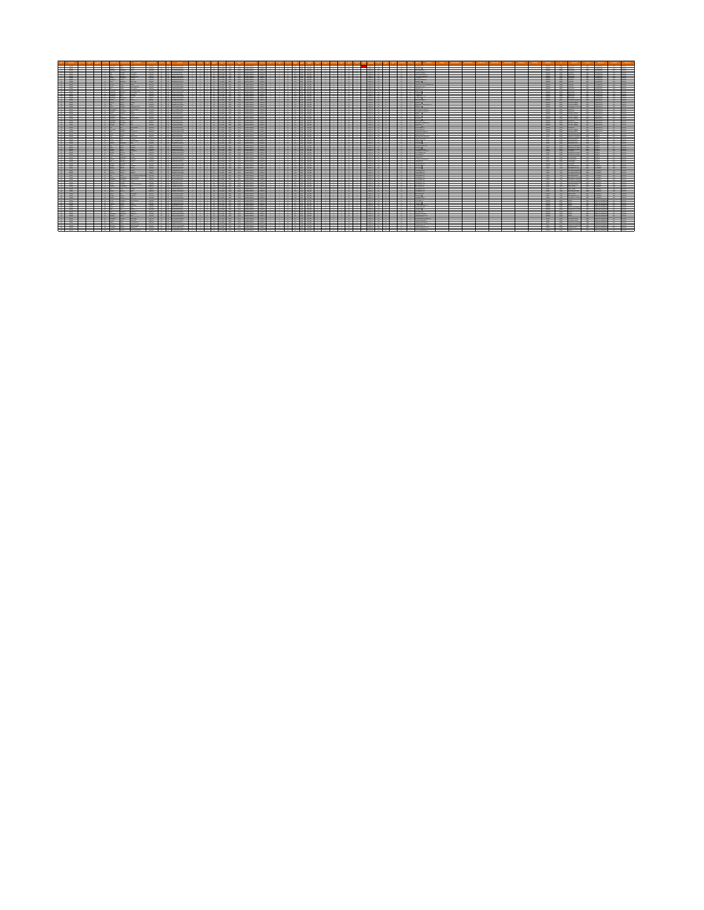| ———                            | ___         | ————                                          |                          | _______________                     | ---                                                                                                                                                                                                                                  |  |
|--------------------------------|-------------|-----------------------------------------------|--------------------------|-------------------------------------|--------------------------------------------------------------------------------------------------------------------------------------------------------------------------------------------------------------------------------------|--|
| --<br>___<br>m.                | m e         | ________<br>----                              |                          | the contract of the contract of the |                                                                                                                                                                                                                                      |  |
| ___<br>Ħ                       |             | --                                            |                          |                                     |                                                                                                                                                                                                                                      |  |
|                                | --          |                                               |                          |                                     |                                                                                                                                                                                                                                      |  |
| ——                             | ≕           |                                               |                          |                                     |                                                                                                                                                                                                                                      |  |
| 由<br>--                        | ---         | ---                                           |                          |                                     |                                                                                                                                                                                                                                      |  |
|                                | —           | __                                            |                          |                                     |                                                                                                                                                                                                                                      |  |
| ▤<br>--                        |             |                                               |                          | ----                                |                                                                                                                                                                                                                                      |  |
| ≕<br>—                         | ⋿⋕⋕         | <b>THE REAL PROPERTY</b>                      | .                        |                                     |                                                                                                                                                                                                                                      |  |
| ₩<br>--                        | حطات -      | .                                             |                          |                                     | ┱                                                                                                                                                                                                                                    |  |
| ≣<br>≖                         | Ħ           | <b>____</b><br>---                            |                          |                                     |                                                                                                                                                                                                                                      |  |
| ---<br>___                     | ---         | ---------                                     |                          |                                     |                                                                                                                                                                                                                                      |  |
| —                              | --          |                                               |                          |                                     |                                                                                                                                                                                                                                      |  |
| ÷                              | --<br>---   |                                               |                          |                                     |                                                                                                                                                                                                                                      |  |
| --                             | Ħ           | <u> Hillian Sta</u>                           |                          | <del>.</del><br>. .                 |                                                                                                                                                                                                                                      |  |
| — 1                            |             |                                               | ------                   |                                     | --<br>┳                                                                                                                                                                                                                              |  |
| --                             |             |                                               | - - - - - - - - - - -    |                                     | <b>Bonness</b>                                                                                                                                                                                                                       |  |
| ---                            | Ħ           | <del>.</del> .<br>-----------                 | --------                 | _____                               | __                                                                                                                                                                                                                                   |  |
| ┯                              |             | ==<br>I                                       | ----                     |                                     |                                                                                                                                                                                                                                      |  |
|                                | --          | _________                                     | <b>-------</b>           |                                     |                                                                                                                                                                                                                                      |  |
| --                             | ---         | ---                                           | ------                   |                                     |                                                                                                                                                                                                                                      |  |
| ≕<br>- 199                     | man a       |                                               | ------                   |                                     |                                                                                                                                                                                                                                      |  |
| ≕                              | ---         | ---------                                     | --------                 |                                     |                                                                                                                                                                                                                                      |  |
| —                              |             | __                                            | -------                  | ___                                 |                                                                                                                                                                                                                                      |  |
| −                              | <b>Tara</b> |                                               |                          | <del>.</del>                        |                                                                                                                                                                                                                                      |  |
| ਥ<br>==                        |             | THE REAL PROPERTY                             |                          | ----                                | -                                                                                                                                                                                                                                    |  |
| i                              | --          | the country of the second control and country |                          |                                     |                                                                                                                                                                                                                                      |  |
| in 1999<br>--                  | ---         | ----<br>.                                     | ------                   |                                     | _                                                                                                                                                                                                                                    |  |
| ≕                              | - 1         | ----<br>---                                   | .                        |                                     |                                                                                                                                                                                                                                      |  |
| =<br>—                         | .<br>---    | _______                                       | ------                   | .<br>__                             |                                                                                                                                                                                                                                      |  |
| j                              | man a       |                                               |                          |                                     |                                                                                                                                                                                                                                      |  |
| --<br>———                      | a se esta   |                                               | -----                    |                                     |                                                                                                                                                                                                                                      |  |
| HHH<br>--                      |             |                                               |                          |                                     |                                                                                                                                                                                                                                      |  |
| --                             | m a         |                                               |                          | .                                   | --                                                                                                                                                                                                                                   |  |
| 丰                              | Ħ.          | m n                                           | <b>--------</b>          |                                     |                                                                                                                                                                                                                                      |  |
|                                |             | l III                                         | - - <del>- - - - -</del> |                                     |                                                                                                                                                                                                                                      |  |
| -<br>--                        |             | ---                                           | _____                    |                                     |                                                                                                                                                                                                                                      |  |
| --                             | ---         |                                               | -------                  |                                     |                                                                                                                                                                                                                                      |  |
| ₿<br>▀                         | Ħ           |                                               | n a s                    |                                     |                                                                                                                                                                                                                                      |  |
| --                             |             | .<br>----                                     |                          |                                     |                                                                                                                                                                                                                                      |  |
|                                |             | ---                                           |                          |                                     |                                                                                                                                                                                                                                      |  |
| ≔<br>ਜ                         | man a       | .                                             | <del>.</del>             |                                     |                                                                                                                                                                                                                                      |  |
| ▦<br>ਜ਼                        | ≕           | .                                             | <b>- - - - -</b>         |                                     |                                                                                                                                                                                                                                      |  |
| ___                            | ----        |                                               |                          |                                     | <b>+ 10000</b>                                                                                                                                                                                                                       |  |
| --<br>≕<br>╤                   | ---<br>.    | ---                                           | ------                   |                                     |                                                                                                                                                                                                                                      |  |
| --                             | ---         |                                               |                          |                                     | <b>The Contract of the Contract of the Contract of the Contract of the Contract of the Contract of the Contract of the Contract of the Contract of the Contract of the Contract of the Contract of the Contract of the Contract </b> |  |
| ਥ<br>__                        | --          | _________                                     |                          | --<br>___________________           |                                                                                                                                                                                                                                      |  |
| —                              | ---         |                                               |                          |                                     |                                                                                                                                                                                                                                      |  |
| ⋣<br>. .                       |             | ____<br>a ser as                              |                          |                                     |                                                                                                                                                                                                                                      |  |
| — 1                            | E H         | -------------                                 | --------                 | ----                                |                                                                                                                                                                                                                                      |  |
| $\overline{\phantom{0}}$<br>-- | --          |                                               |                          |                                     |                                                                                                                                                                                                                                      |  |
| <b>PERTITE</b>                 | ≕           |                                               |                          |                                     |                                                                                                                                                                                                                                      |  |
| ——                             | ---         |                                               |                          |                                     |                                                                                                                                                                                                                                      |  |
| --<br>–                        | ---         | __                                            |                          |                                     |                                                                                                                                                                                                                                      |  |
| Ŧ<br>----                      | ---         |                                               |                          |                                     |                                                                                                                                                                                                                                      |  |